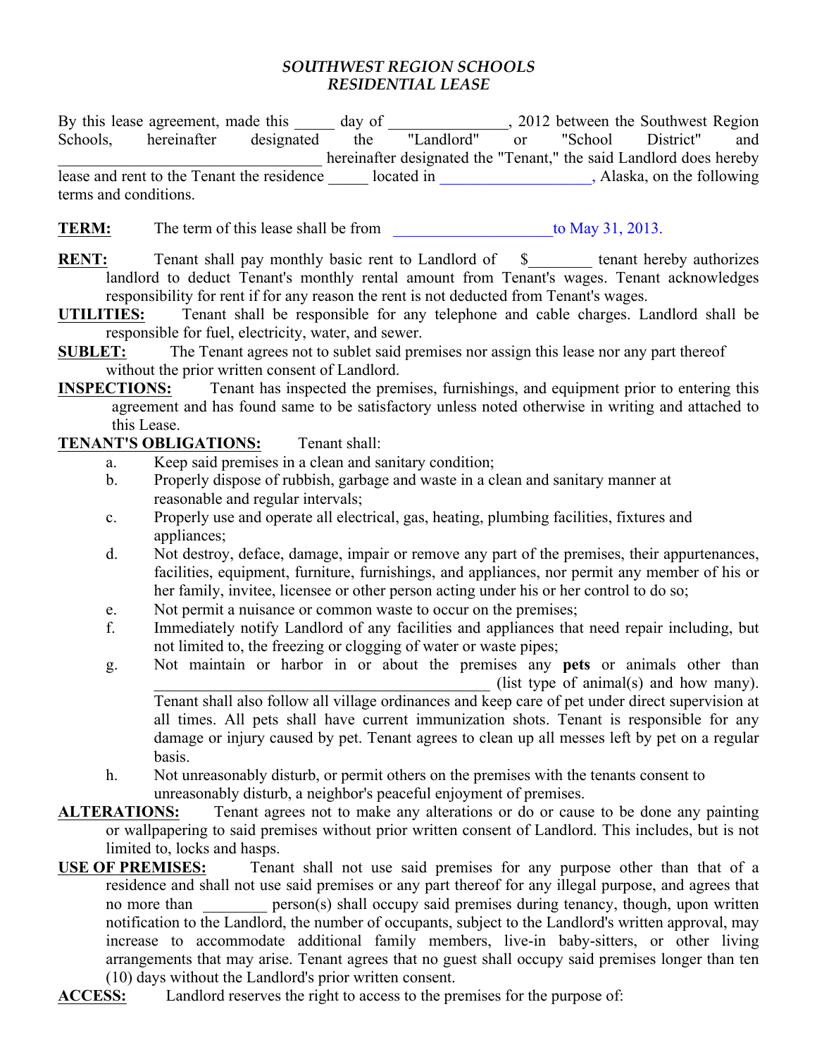***SOUTHWEST REGION SCHOOLS***
***RESIDENTIAL LEASE***

By this lease agreement, made this _____ day of _______________, 2012 between the Southwest Region Schools, hereinafter designated the "Landlord" or "School District" and _________________________________ hereinafter designated the "Tenant," the said Landlord does hereby lease and rent to the Tenant the residence _____ located in ___________________, Alaska, on the following terms and conditions.

**TERM:** The term of this lease shall be from ____________________ to May 31, 2013.

**RENT:** Tenant shall pay monthly basic rent to Landlord of $________ tenant hereby authorizes landlord to deduct Tenant's monthly rental amount from Tenant's wages. Tenant acknowledges responsibility for rent if for any reason the rent is not deducted from Tenant's wages.

**UTILITIES:** Tenant shall be responsible for any telephone and cable charges. Landlord shall be responsible for fuel, electricity, water, and sewer.

**SUBLET:** The Tenant agrees not to sublet said premises nor assign this lease nor any part thereof without the prior written consent of Landlord.

**INSPECTIONS:** Tenant has inspected the premises, furnishings, and equipment prior to entering this agreement and has found same to be satisfactory unless noted otherwise in writing and attached to this Lease.

**TENANT'S OBLIGATIONS:** Tenant shall:

a. Keep said premises in a clean and sanitary condition;
b. Properly dispose of rubbish, garbage and waste in a clean and sanitary manner at reasonable and regular intervals;
c. Properly use and operate all electrical, gas, heating, plumbing facilities, fixtures and appliances;
d. Not destroy, deface, damage, impair or remove any part of the premises, their appurtenances, facilities, equipment, furniture, furnishings, and appliances, nor permit any member of his or her family, invitee, licensee or other person acting under his or her control to do so;
e. Not permit a nuisance or common waste to occur on the premises;
f. Immediately notify Landlord of any facilities and appliances that need repair including, but not limited to, the freezing or clogging of water or waste pipes;
g. Not maintain or harbor in or about the premises any **pets** or animals other than ____________________________________________ (list type of animal(s) and how many). Tenant shall also follow all village ordinances and keep care of pet under direct supervision at all times. All pets shall have current immunization shots. Tenant is responsible for any damage or injury caused by pet. Tenant agrees to clean up all messes left by pet on a regular basis.
h. Not unreasonably disturb, or permit others on the premises with the tenants consent to unreasonably disturb, a neighbor's peaceful enjoyment of premises.

**ALTERATIONS:** Tenant agrees not to make any alterations or do or cause to be done any painting or wallpapering to said premises without prior written consent of Landlord. This includes, but is not limited to, locks and hasps.

**USE OF PREMISES:** Tenant shall not use said premises for any purpose other than that of a residence and shall not use said premises or any part thereof for any illegal purpose, and agrees that no more than ________ person(s) shall occupy said premises during tenancy, though, upon written notification to the Landlord, the number of occupants, subject to the Landlord's written approval, may increase to accommodate additional family members, live-in baby-sitters, or other living arrangements that may arise. Tenant agrees that no guest shall occupy said premises longer than ten (10) days without the Landlord's prior written consent.

**ACCESS:** Landlord reserves the right to access to the premises for the purpose of: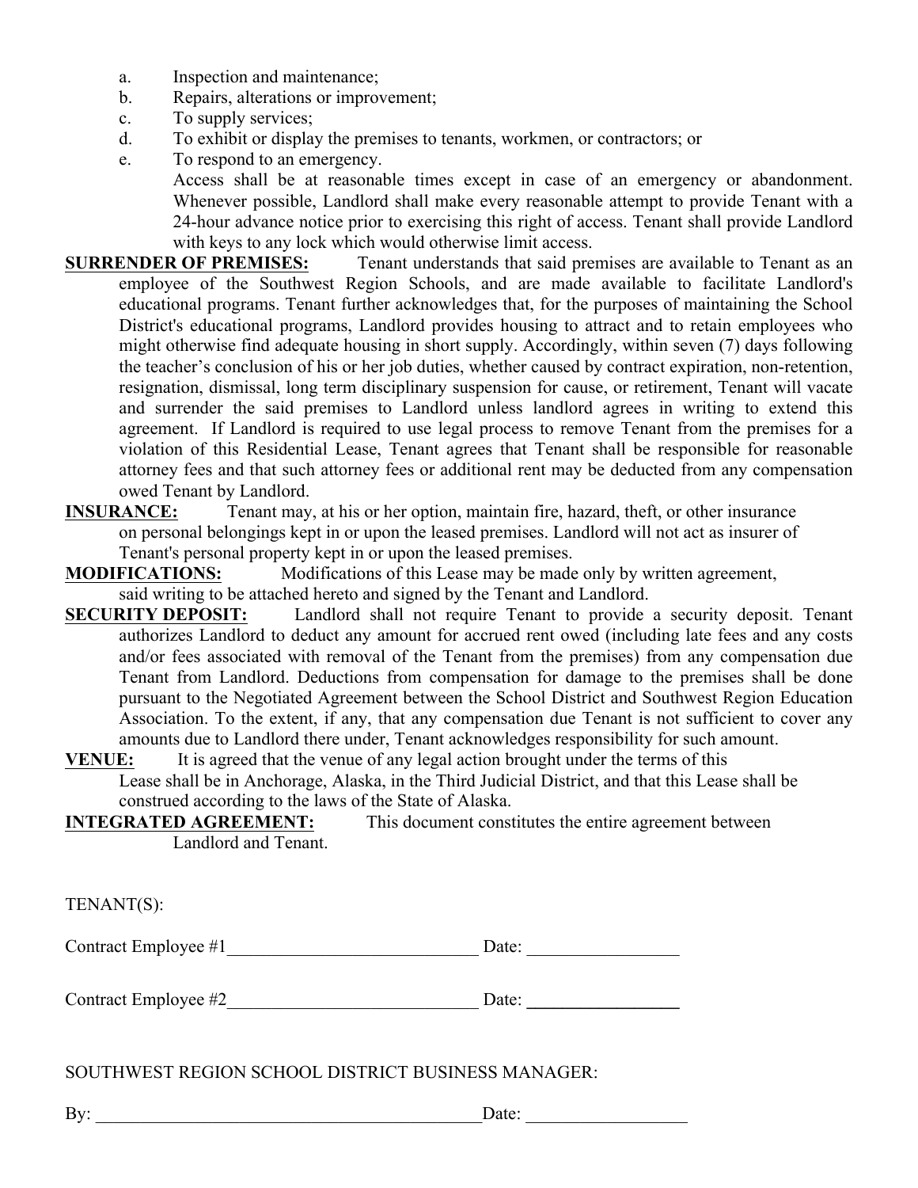a. Inspection and maintenance;
b. Repairs, alterations or improvement;
c. To supply services;
d. To exhibit or display the premises to tenants, workmen, or contractors; or
e. To respond to an emergency.
   Access shall be at reasonable times except in case of an emergency or abandonment. Whenever possible, Landlord shall make every reasonable attempt to provide Tenant with a 24-hour advance notice prior to exercising this right of access. Tenant shall provide Landlord with keys to any lock which would otherwise limit access.

**SURRENDER OF PREMISES:** Tenant understands that said premises are available to Tenant as an employee of the Southwest Region Schools, and are made available to facilitate Landlord's educational programs. Tenant further acknowledges that, for the purposes of maintaining the School District's educational programs, Landlord provides housing to attract and to retain employees who might otherwise find adequate housing in short supply. Accordingly, within seven (7) days following the teacher's conclusion of his or her job duties, whether caused by contract expiration, non-retention, resignation, dismissal, long term disciplinary suspension for cause, or retirement, Tenant will vacate and surrender the said premises to Landlord unless landlord agrees in writing to extend this agreement. If Landlord is required to use legal process to remove Tenant from the premises for a violation of this Residential Lease, Tenant agrees that Tenant shall be responsible for reasonable attorney fees and that such attorney fees or additional rent may be deducted from any compensation owed Tenant by Landlord.

**INSURANCE:** Tenant may, at his or her option, maintain fire, hazard, theft, or other insurance on personal belongings kept in or upon the leased premises. Landlord will not act as insurer of Tenant's personal property kept in or upon the leased premises.

**MODIFICATIONS:** Modifications of this Lease may be made only by written agreement, said writing to be attached hereto and signed by the Tenant and Landlord.

**SECURITY DEPOSIT:** Landlord shall not require Tenant to provide a security deposit. Tenant authorizes Landlord to deduct any amount for accrued rent owed (including late fees and any costs and/or fees associated with removal of the Tenant from the premises) from any compensation due Tenant from Landlord. Deductions from compensation for damage to the premises shall be done pursuant to the Negotiated Agreement between the School District and Southwest Region Education Association. To the extent, if any, that any compensation due Tenant is not sufficient to cover any amounts due to Landlord there under, Tenant acknowledges responsibility for such amount.

**VENUE:** It is agreed that the venue of any legal action brought under the terms of this Lease shall be in Anchorage, Alaska, in the Third Judicial District, and that this Lease shall be construed according to the laws of the State of Alaska.

**INTEGRATED AGREEMENT:** This document constitutes the entire agreement between Landlord and Tenant.

TENANT(S):

Contract Employee #1____________________________ Date: ________________

Contract Employee #2____________________________ Date: ________________

SOUTHWEST REGION SCHOOL DISTRICT BUSINESS MANAGER:

By: ____________________________________________Date: _________________